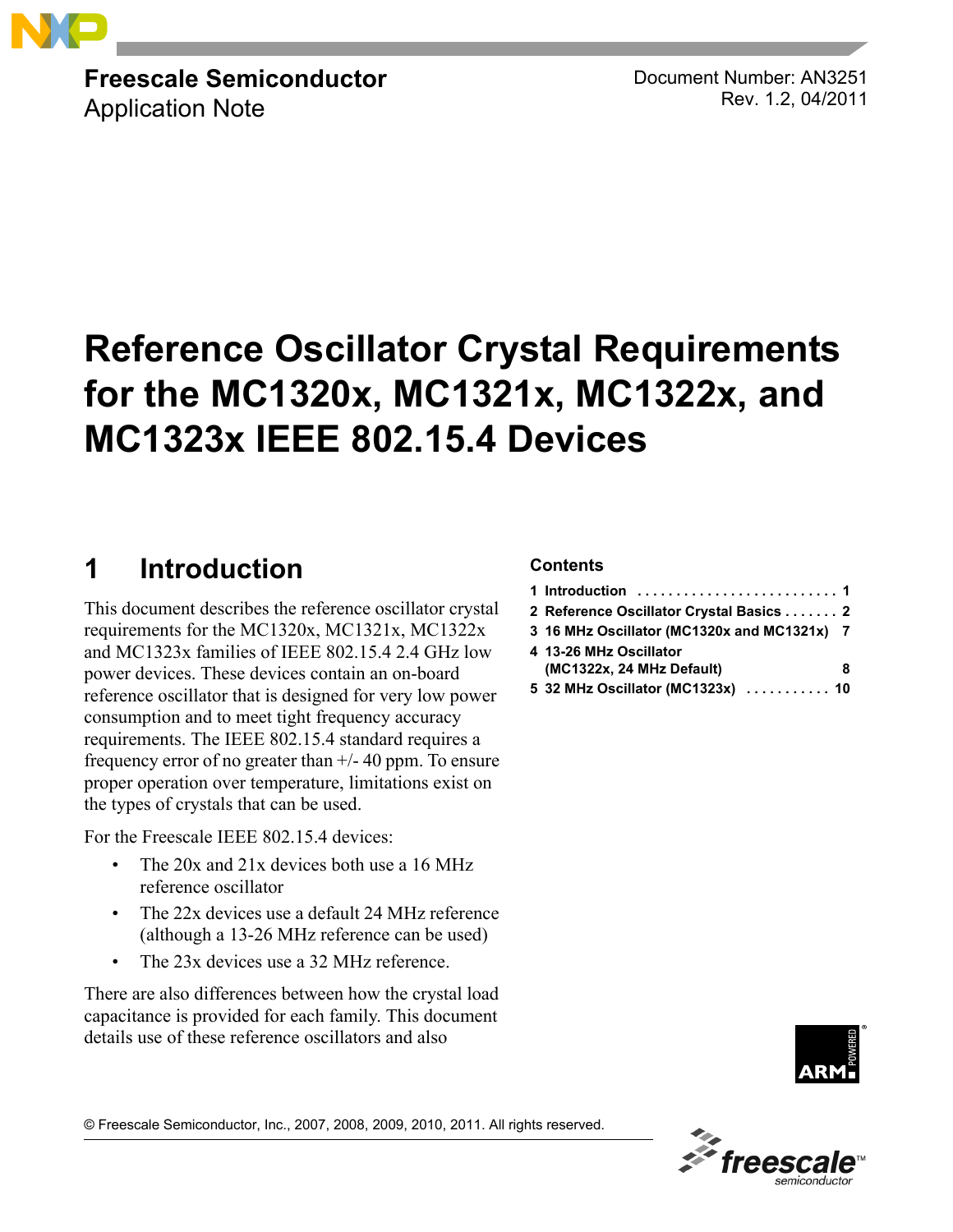Freescale Semiconductor
Application Note

Document Number: AN3251
Rev. 1.2, 04/2011

# Reference Oscillator Crystal Requirements for the MC1320x, MC1321x, MC1322x, and MC1323x IEEE 802.15.4 Devices

## 1 Introduction

This document describes the reference oscillator crystal requirements for the MC1320x, MC1321x, MC1322x and MC1323x families of IEEE 802.15.4 2.4 GHz low power devices. These devices contain an on-board reference oscillator that is designed for very low power consumption and to meet tight frequency accuracy requirements. The IEEE 802.15.4 standard requires a frequency error of no greater than +/- 40 ppm. To ensure proper operation over temperature, limitations exist on the types of crystals that can be used.

For the Freescale IEEE 802.15.4 devices:

- The 20x and 21x devices both use a 16 MHz reference oscillator
- The 22x devices use a default 24 MHz reference (although a 13-26 MHz reference can be used)
- The 23x devices use a 32 MHz reference.

There are also differences between how the crystal load capacitance is provided for each family. This document details use of these reference oscillators and also

**Contents**

1 Introduction . . . . . . . . . . . . . . . . . . . . . . . . . . 1
2 Reference Oscillator Crystal Basics . . . . . . . 2
3 16 MHz Oscillator (MC1320x and MC1321x) 7
4 13-26 MHz Oscillator (MC1322x, 24 MHz Default) 8
5 32 MHz Oscillator (MC1323x) . . . . . . . . . . . 10

© Freescale Semiconductor, Inc., 2007, 2008, 2009, 2010, 2011. All rights reserved.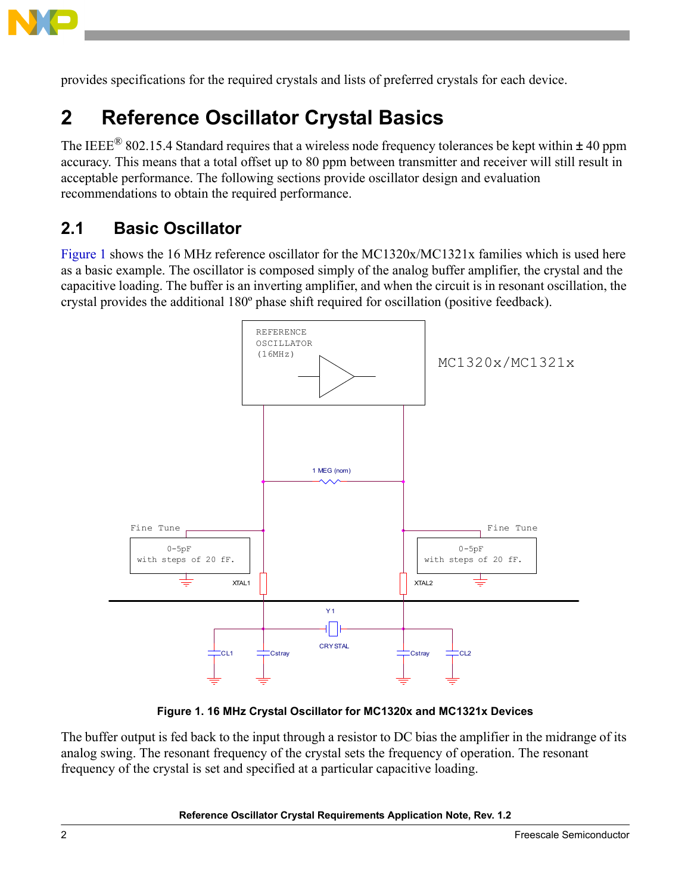provides specifications for the required crystals and lists of preferred crystals for each device.

# 2 Reference Oscillator Crystal Basics

The IEEE® 802.15.4 Standard requires that a wireless node frequency tolerances be kept within ± 40 ppm accuracy. This means that a total offset up to 80 ppm between transmitter and receiver will still result in acceptable performance. The following sections provide oscillator design and evaluation recommendations to obtain the required performance.

## 2.1 Basic Oscillator

Figure 1 shows the 16 MHz reference oscillator for the MC1320x/MC1321x families which is used here as a basic example. The oscillator is composed simply of the analog buffer amplifier, the crystal and the capacitive loading. The buffer is an inverting amplifier, and when the circuit is in resonant oscillation, the crystal provides the additional 180º phase shift required for oscillation (positive feedback).

**Figure 1. 16 MHz Crystal Oscillator for MC1320x and MC1321x Devices**

The buffer output is fed back to the input through a resistor to DC bias the amplifier in the midrange of its analog swing. The resonant frequency of the crystal sets the frequency of operation. The resonant frequency of the crystal is set and specified at a particular capacitive loading.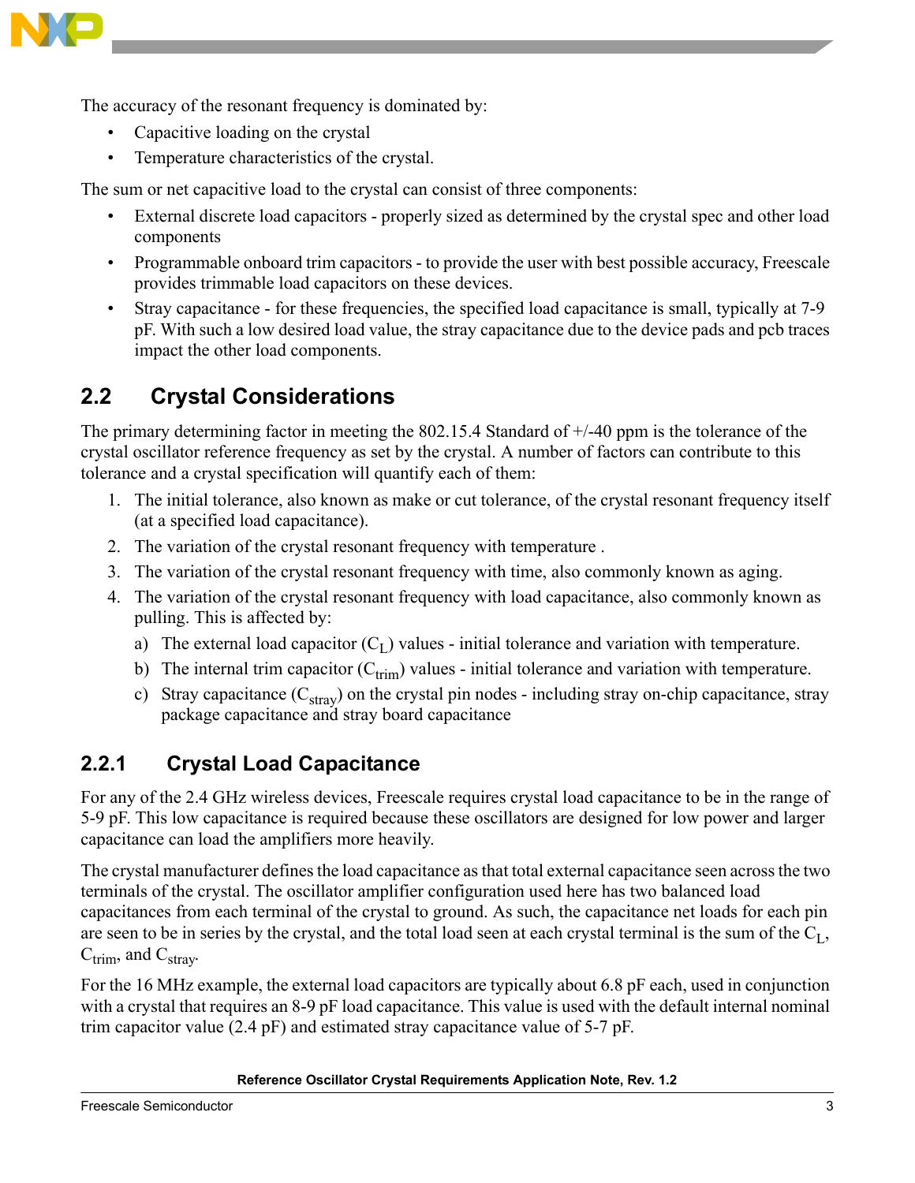The accuracy of the resonant frequency is dominated by:

- Capacitive loading on the crystal
- Temperature characteristics of the crystal.

The sum or net capacitive load to the crystal can consist of three components:

- External discrete load capacitors - properly sized as determined by the crystal spec and other load components
- Programmable onboard trim capacitors - to provide the user with best possible accuracy, Freescale provides trimmable load capacitors on these devices.
- Stray capacitance - for these frequencies, the specified load capacitance is small, typically at 7-9 pF. With such a low desired load value, the stray capacitance due to the device pads and pcb traces impact the other load components.

## 2.2 Crystal Considerations

The primary determining factor in meeting the 802.15.4 Standard of +/-40 ppm is the tolerance of the crystal oscillator reference frequency as set by the crystal. A number of factors can contribute to this tolerance and a crystal specification will quantify each of them:

1. The initial tolerance, also known as make or cut tolerance, of the crystal resonant frequency itself (at a specified load capacitance).
2. The variation of the crystal resonant frequency with temperature .
3. The variation of the crystal resonant frequency with time, also commonly known as aging.
4. The variation of the crystal resonant frequency with load capacitance, also commonly known as pulling. This is affected by:
   a) The external load capacitor ($C_L$) values - initial tolerance and variation with temperature.
   b) The internal trim capacitor ($C_{trim}$) values - initial tolerance and variation with temperature.
   c) Stray capacitance ($C_{stray}$) on the crystal pin nodes - including stray on-chip capacitance, stray package capacitance and stray board capacitance

### 2.2.1 Crystal Load Capacitance

For any of the 2.4 GHz wireless devices, Freescale requires crystal load capacitance to be in the range of 5-9 pF. This low capacitance is required because these oscillators are designed for low power and larger capacitance can load the amplifiers more heavily.

The crystal manufacturer defines the load capacitance as that total external capacitance seen across the two terminals of the crystal. The oscillator amplifier configuration used here has two balanced load capacitances from each terminal of the crystal to ground. As such, the capacitance net loads for each pin are seen to be in series by the crystal, and the total load seen at each crystal terminal is the sum of the $C_L$, $C_{trim}$, and $C_{stray}$.

For the 16 MHz example, the external load capacitors are typically about 6.8 pF each, used in conjunction with a crystal that requires an 8-9 pF load capacitance. This value is used with the default internal nominal trim capacitor value (2.4 pF) and estimated stray capacitance value of 5-7 pF.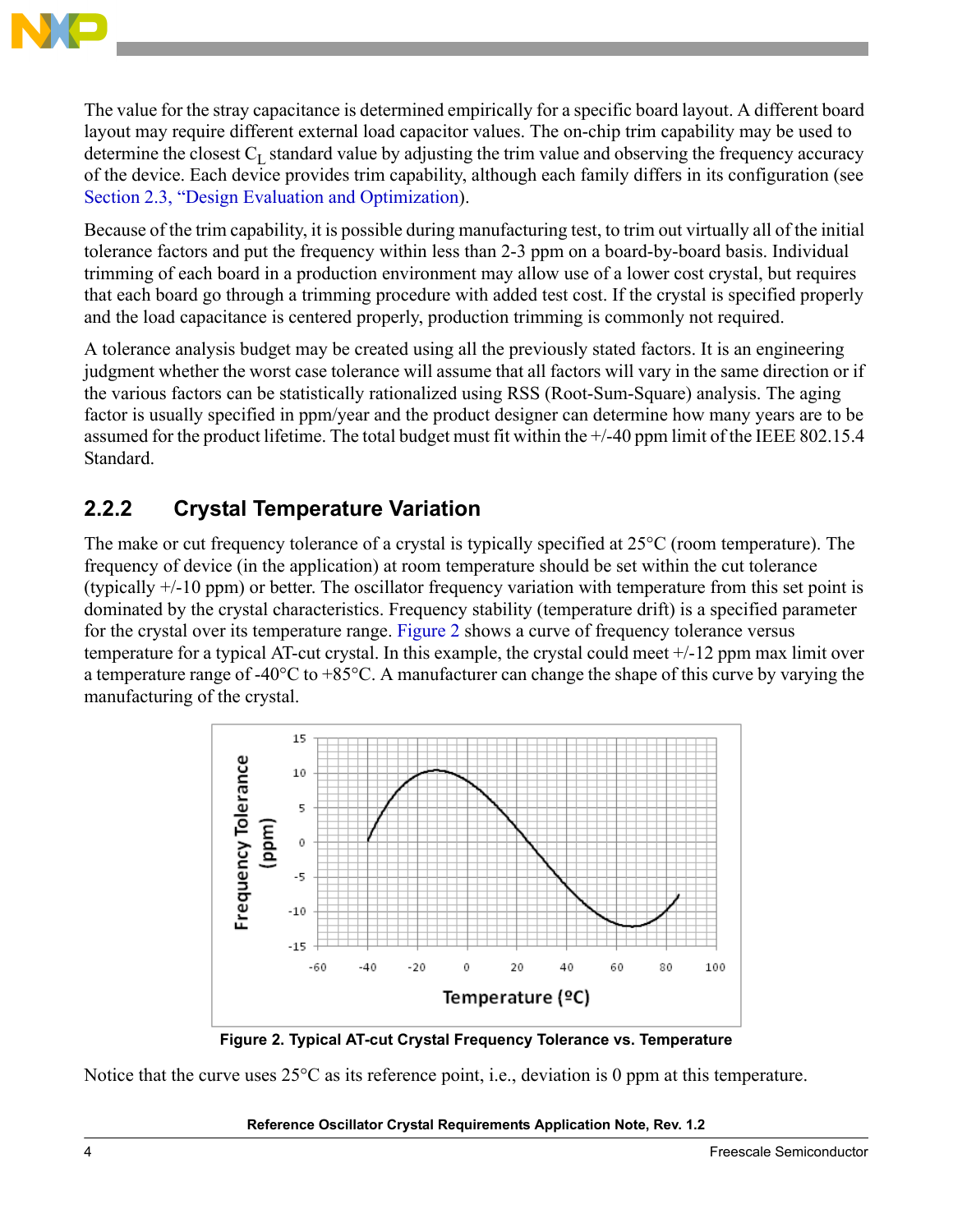The value for the stray capacitance is determined empirically for a specific board layout. A different board layout may require different external load capacitor values. The on-chip trim capability may be used to determine the closest $C_L$ standard value by adjusting the trim value and observing the frequency accuracy of the device. Each device provides trim capability, although each family differs in its configuration (see Section 2.3, "Design Evaluation and Optimization).

Because of the trim capability, it is possible during manufacturing test, to trim out virtually all of the initial tolerance factors and put the frequency within less than 2-3 ppm on a board-by-board basis. Individual trimming of each board in a production environment may allow use of a lower cost crystal, but requires that each board go through a trimming procedure with added test cost. If the crystal is specified properly and the load capacitance is centered properly, production trimming is commonly not required.

A tolerance analysis budget may be created using all the previously stated factors. It is an engineering judgment whether the worst case tolerance will assume that all factors will vary in the same direction or if the various factors can be statistically rationalized using RSS (Root-Sum-Square) analysis. The aging factor is usually specified in ppm/year and the product designer can determine how many years are to be assumed for the product lifetime. The total budget must fit within the +/-40 ppm limit of the IEEE 802.15.4 Standard.

## 2.2.2 Crystal Temperature Variation

The make or cut frequency tolerance of a crystal is typically specified at 25°C (room temperature). The frequency of device (in the application) at room temperature should be set within the cut tolerance (typically +/-10 ppm) or better. The oscillator frequency variation with temperature from this set point is dominated by the crystal characteristics. Frequency stability (temperature drift) is a specified parameter for the crystal over its temperature range. Figure 2 shows a curve of frequency tolerance versus temperature for a typical AT-cut crystal. In this example, the crystal could meet +/-12 ppm max limit over a temperature range of -40°C to +85°C. A manufacturer can change the shape of this curve by varying the manufacturing of the crystal.

**Figure 2. Typical AT-cut Crystal Frequency Tolerance vs. Temperature**

Notice that the curve uses 25°C as its reference point, i.e., deviation is 0 ppm at this temperature.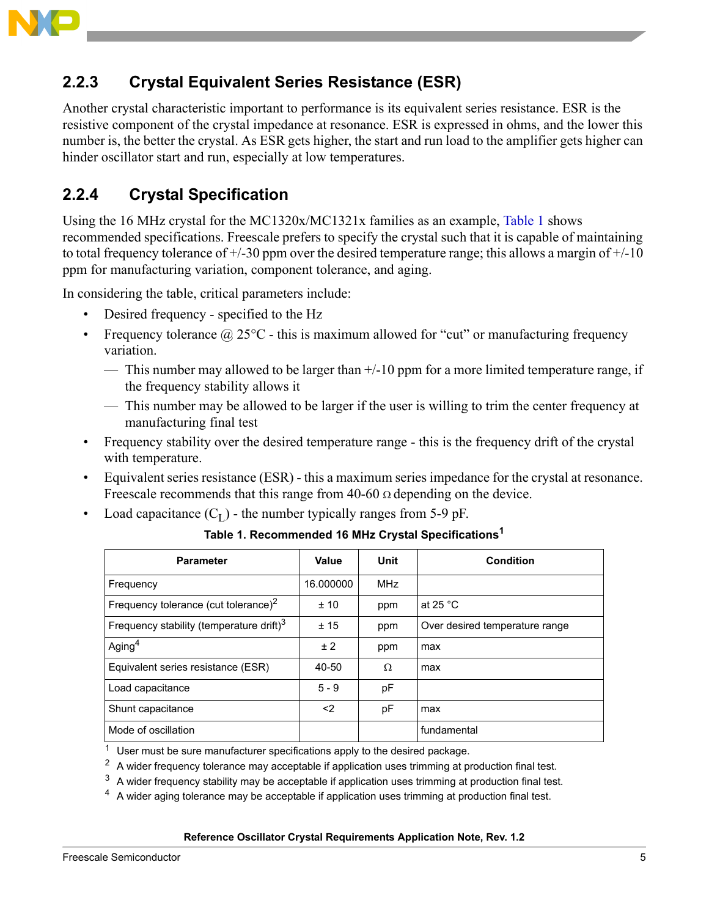### 2.2.3 Crystal Equivalent Series Resistance (ESR)

Another crystal characteristic important to performance is its equivalent series resistance. ESR is the resistive component of the crystal impedance at resonance. ESR is expressed in ohms, and the lower this number is, the better the crystal. As ESR gets higher, the start and run load to the amplifier gets higher can hinder oscillator start and run, especially at low temperatures.

### 2.2.4 Crystal Specification

Using the 16 MHz crystal for the MC1320x/MC1321x families as an example, Table 1 shows recommended specifications. Freescale prefers to specify the crystal such that it is capable of maintaining to total frequency tolerance of +/-30 ppm over the desired temperature range; this allows a margin of +/-10 ppm for manufacturing variation, component tolerance, and aging.

In considering the table, critical parameters include:

- Desired frequency - specified to the Hz
- Frequency tolerance @ 25°C - this is maximum allowed for "cut" or manufacturing frequency variation.
  - This number may allowed to be larger than +/-10 ppm for a more limited temperature range, if the frequency stability allows it
  - This number may be allowed to be larger if the user is willing to trim the center frequency at manufacturing final test
- Frequency stability over the desired temperature range - this is the frequency drift of the crystal with temperature.
- Equivalent series resistance (ESR) - this a maximum series impedance for the crystal at resonance. Freescale recommends that this range from 40-60 Ω depending on the device.
- Load capacitance ($C_L$) - the number typically ranges from 5-9 pF.

**Table 1. Recommended 16 MHz Crystal Specifications[1]**

| Parameter | Value | Unit | Condition |
|---|---|---|---|
| Frequency | 16.000000 | MHz | |
| Frequency tolerance (cut tolerance)[2] | ± 10 | ppm | at 25 °C |
| Frequency stability (temperature drift)[3] | ± 15 | ppm | Over desired temperature range |
| Aging[4] | ± 2 | ppm | max |
| Equivalent series resistance (ESR) | 40-50 | Ω | max |
| Load capacitance | 5 - 9 | pF | |
| Shunt capacitance | <2 | pF | max |
| Mode of oscillation | | | fundamental |

[1] User must be sure manufacturer specifications apply to the desired package.
[2] A wider frequency tolerance may acceptable if application uses trimming at production final test.
[3] A wider frequency stability may be acceptable if application uses trimming at production final test.
[4] A wider aging tolerance may be acceptable if application uses trimming at production final test.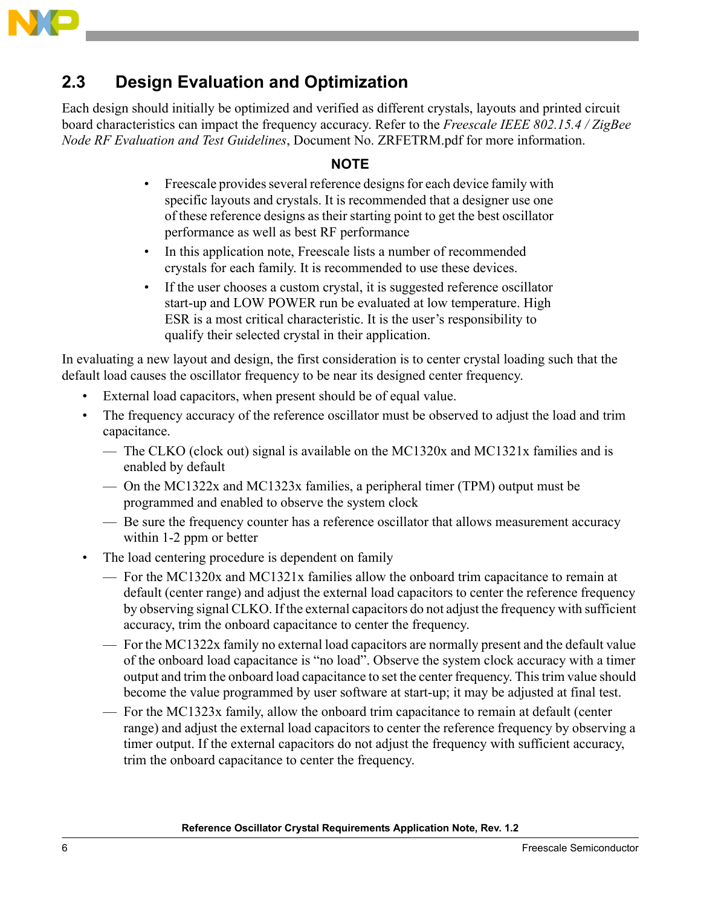## 2.3 Design Evaluation and Optimization

Each design should initially be optimized and verified as different crystals, layouts and printed circuit board characteristics can impact the frequency accuracy. Refer to the *Freescale IEEE 802.15.4 / ZigBee Node RF Evaluation and Test Guidelines*, Document No. ZRFETRM.pdf for more information.

**NOTE**

- Freescale provides several reference designs for each device family with specific layouts and crystals. It is recommended that a designer use one of these reference designs as their starting point to get the best oscillator performance as well as best RF performance
- In this application note, Freescale lists a number of recommended crystals for each family. It is recommended to use these devices.
- If the user chooses a custom crystal, it is suggested reference oscillator start-up and LOW POWER run be evaluated at low temperature. High ESR is a most critical characteristic. It is the user's responsibility to qualify their selected crystal in their application.

In evaluating a new layout and design, the first consideration is to center crystal loading such that the default load causes the oscillator frequency to be near its designed center frequency.

- External load capacitors, when present should be of equal value.
- The frequency accuracy of the reference oscillator must be observed to adjust the load and trim capacitance.
  - The CLKO (clock out) signal is available on the MC1320x and MC1321x families and is enabled by default
  - On the MC1322x and MC1323x families, a peripheral timer (TPM) output must be programmed and enabled to observe the system clock
  - Be sure the frequency counter has a reference oscillator that allows measurement accuracy within 1-2 ppm or better
- The load centering procedure is dependent on family
  - For the MC1320x and MC1321x families allow the onboard trim capacitance to remain at default (center range) and adjust the external load capacitors to center the reference frequency by observing signal CLKO. If the external capacitors do not adjust the frequency with sufficient accuracy, trim the onboard capacitance to center the frequency.
  - For the MC1322x family no external load capacitors are normally present and the default value of the onboard load capacitance is "no load". Observe the system clock accuracy with a timer output and trim the onboard load capacitance to set the center frequency. This trim value should become the value programmed by user software at start-up; it may be adjusted at final test.
  - For the MC1323x family, allow the onboard trim capacitance to remain at default (center range) and adjust the external load capacitors to center the reference frequency by observing a timer output. If the external capacitors do not adjust the frequency with sufficient accuracy, trim the onboard capacitance to center the frequency.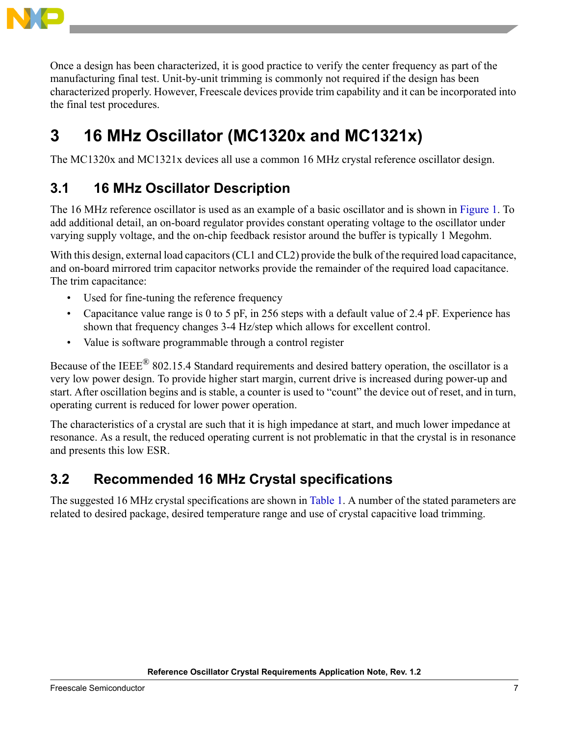Once a design has been characterized, it is good practice to verify the center frequency as part of the manufacturing final test. Unit-by-unit trimming is commonly not required if the design has been characterized properly. However, Freescale devices provide trim capability and it can be incorporated into the final test procedures.

# 3 16 MHz Oscillator (MC1320x and MC1321x)

The MC1320x and MC1321x devices all use a common 16 MHz crystal reference oscillator design.

## 3.1 16 MHz Oscillator Description

The 16 MHz reference oscillator is used as an example of a basic oscillator and is shown in Figure 1. To add additional detail, an on-board regulator provides constant operating voltage to the oscillator under varying supply voltage, and the on-chip feedback resistor around the buffer is typically 1 Megohm.

With this design, external load capacitors (CL1 and CL2) provide the bulk of the required load capacitance, and on-board mirrored trim capacitor networks provide the remainder of the required load capacitance. The trim capacitance:

- Used for fine-tuning the reference frequency
- Capacitance value range is 0 to 5 pF, in 256 steps with a default value of 2.4 pF. Experience has shown that frequency changes 3-4 Hz/step which allows for excellent control.
- Value is software programmable through a control register

Because of the IEEE® 802.15.4 Standard requirements and desired battery operation, the oscillator is a very low power design. To provide higher start margin, current drive is increased during power-up and start. After oscillation begins and is stable, a counter is used to “count” the device out of reset, and in turn, operating current is reduced for lower power operation.

The characteristics of a crystal are such that it is high impedance at start, and much lower impedance at resonance. As a result, the reduced operating current is not problematic in that the crystal is in resonance and presents this low ESR.

## 3.2 Recommended 16 MHz Crystal specifications

The suggested 16 MHz crystal specifications are shown in Table 1. A number of the stated parameters are related to desired package, desired temperature range and use of crystal capacitive load trimming.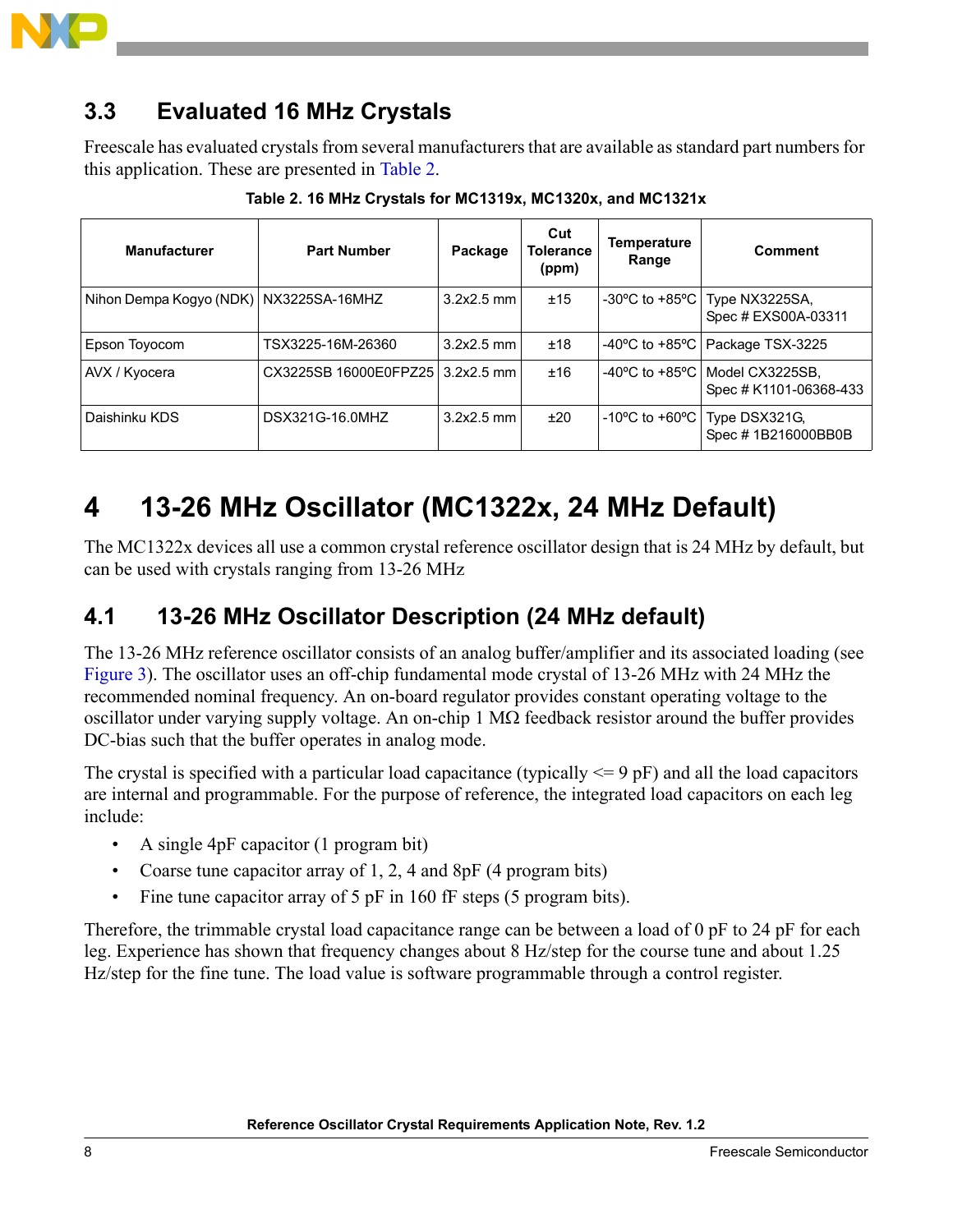## 3.3 Evaluated 16 MHz Crystals

Freescale has evaluated crystals from several manufacturers that are available as standard part numbers for this application. These are presented in Table 2.

**Table 2. 16 MHz Crystals for MC1319x, MC1320x, and MC1321x**

| Manufacturer | Part Number | Package | Cut Tolerance (ppm) | Temperature Range | Comment |
|---|---|---|---|---|---|
| Nihon Dempa Kogyo (NDK) | NX3225SA-16MHZ | 3.2x2.5 mm | ±15 | -30ºC to +85ºC | Type NX3225SA, Spec # EXS00A-03311 |
| Epson Toyocom | TSX3225-16M-26360 | 3.2x2.5 mm | ±18 | -40ºC to +85ºC | Package TSX-3225 |
| AVX / Kyocera | CX3225SB 16000E0FPZ25 | 3.2x2.5 mm | ±16 | -40ºC to +85ºC | Model CX3225SB, Spec # K1101-06368-433 |
| Daishinku KDS | DSX321G-16.0MHZ | 3.2x2.5 mm | ±20 | -10ºC to +60ºC | Type DSX321G, Spec # 1B216000BB0B |

# 4 13-26 MHz Oscillator (MC1322x, 24 MHz Default)

The MC1322x devices all use a common crystal reference oscillator design that is 24 MHz by default, but can be used with crystals ranging from 13-26 MHz

## 4.1 13-26 MHz Oscillator Description (24 MHz default)

The 13-26 MHz reference oscillator consists of an analog buffer/amplifier and its associated loading (see Figure 3). The oscillator uses an off-chip fundamental mode crystal of 13-26 MHz with 24 MHz the recommended nominal frequency. An on-board regulator provides constant operating voltage to the oscillator under varying supply voltage. An on-chip 1 MΩ feedback resistor around the buffer provides DC-bias such that the buffer operates in analog mode.

The crystal is specified with a particular load capacitance (typically <= 9 pF) and all the load capacitors are internal and programmable. For the purpose of reference, the integrated load capacitors on each leg include:

- A single 4pF capacitor (1 program bit)
- Coarse tune capacitor array of 1, 2, 4 and 8pF (4 program bits)
- Fine tune capacitor array of 5 pF in 160 fF steps (5 program bits).

Therefore, the trimmable crystal load capacitance range can be between a load of 0 pF to 24 pF for each leg. Experience has shown that frequency changes about 8 Hz/step for the course tune and about 1.25 Hz/step for the fine tune. The load value is software programmable through a control register.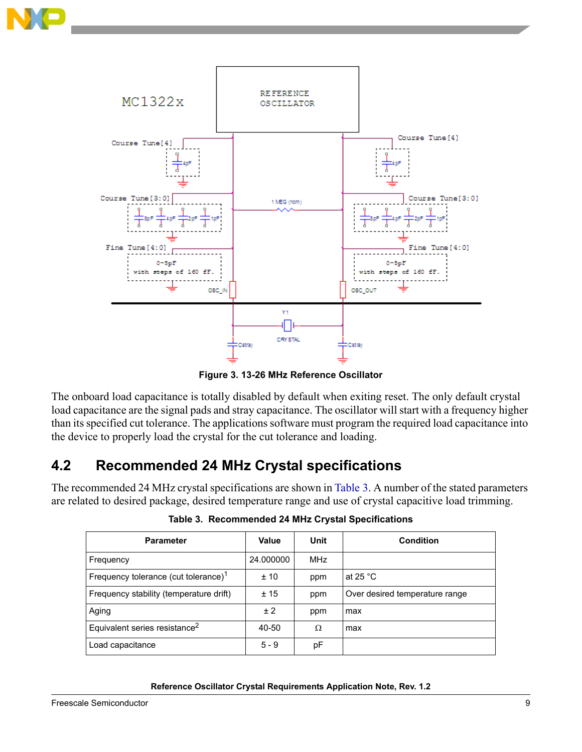Figure 3. 13-26 MHz Reference Oscillator

The onboard load capacitance is totally disabled by default when exiting reset. The only default crystal load capacitance are the signal pads and stray capacitance. The oscillator will start with a frequency higher than its specified cut tolerance. The applications software must program the required load capacitance into the device to properly load the crystal for the cut tolerance and loading.

## 4.2 Recommended 24 MHz Crystal specifications

The recommended 24 MHz crystal specifications are shown in Table 3. A number of the stated parameters are related to desired package, desired temperature range and use of crystal capacitive load trimming.

**Table 3. Recommended 24 MHz Crystal Specifications**

| Parameter | Value | Unit | Condition |
|---|---|---|---|
| Frequency | 24.000000 | MHz | |
| Frequency tolerance (cut tolerance)[1] | ± 10 | ppm | at 25 °C |
| Frequency stability (temperature drift) | ± 15 | ppm | Over desired temperature range |
| Aging | ± 2 | ppm | max |
| Equivalent series resistance[2] | 40-50 | Ω | max |
| Load capacitance | 5 - 9 | pF | |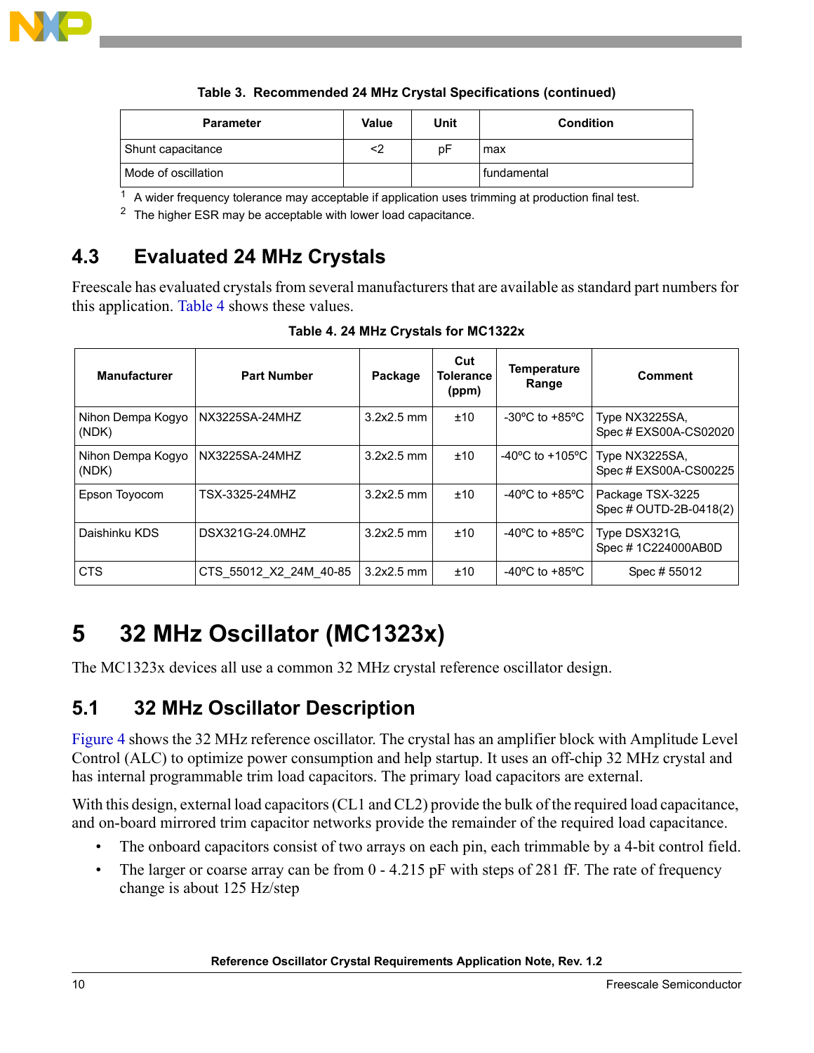Table 3. Recommended 24 MHz Crystal Specifications (continued)

| Parameter | Value | Unit | Condition |
|---|---|---|---|
| Shunt capacitance | <2 | pF | max |
| Mode of oscillation | | | fundamental |

[1] A wider frequency tolerance may acceptable if application uses trimming at production final test.

[2] The higher ESR may be acceptable with lower load capacitance.

## 4.3 Evaluated 24 MHz Crystals

Freescale has evaluated crystals from several manufacturers that are available as standard part numbers for this application. Table 4 shows these values.

Table 4. 24 MHz Crystals for MC1322x

| Manufacturer | Part Number | Package | Cut Tolerance (ppm) | Temperature Range | Comment |
|---|---|---|---|---|---|
| Nihon Dempa Kogyo (NDK) | NX3225SA-24MHZ | 3.2x2.5 mm | ±10 | -30ºC to +85ºC | Type NX3225SA, Spec # EXS00A-CS02020 |
| Nihon Dempa Kogyo (NDK) | NX3225SA-24MHZ | 3.2x2.5 mm | ±10 | -40ºC to +105ºC | Type NX3225SA, Spec # EXS00A-CS00225 |
| Epson Toyocom | TSX-3325-24MHZ | 3.2x2.5 mm | ±10 | -40ºC to +85ºC | Package TSX-3225 Spec # OUTD-2B-0418(2) |
| Daishinku KDS | DSX321G-24.0MHZ | 3.2x2.5 mm | ±10 | -40ºC to +85ºC | Type DSX321G, Spec # 1C224000AB0D |
| CTS | CTS_55012_X2_24M_40-85 | 3.2x2.5 mm | ±10 | -40ºC to +85ºC | Spec # 55012 |

# 5 32 MHz Oscillator (MC1323x)

The MC1323x devices all use a common 32 MHz crystal reference oscillator design.

## 5.1 32 MHz Oscillator Description

Figure 4 shows the 32 MHz reference oscillator. The crystal has an amplifier block with Amplitude Level Control (ALC) to optimize power consumption and help startup. It uses an off-chip 32 MHz crystal and has internal programmable trim load capacitors. The primary load capacitors are external.

With this design, external load capacitors (CL1 and CL2) provide the bulk of the required load capacitance, and on-board mirrored trim capacitor networks provide the remainder of the required load capacitance.

- The onboard capacitors consist of two arrays on each pin, each trimmable by a 4-bit control field.
- The larger or coarse array can be from 0 - 4.215 pF with steps of 281 fF. The rate of frequency change is about 125 Hz/step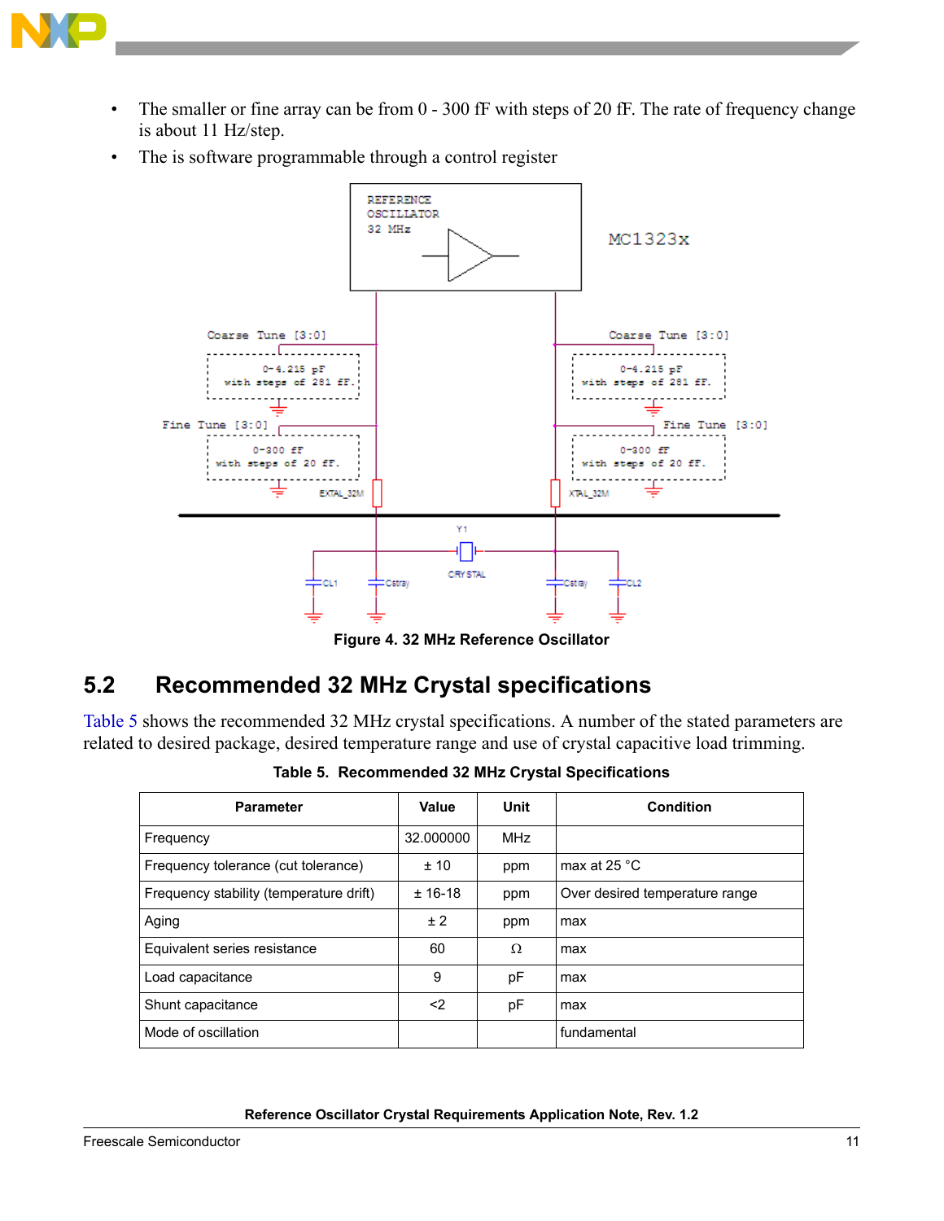- The smaller or fine array can be from 0 - 300 fF with steps of 20 fF. The rate of frequency change is about 11 Hz/step.
- The is software programmable through a control register

Figure 4. 32 MHz Reference Oscillator

## 5.2 Recommended 32 MHz Crystal specifications

Table 5 shows the recommended 32 MHz crystal specifications. A number of the stated parameters are related to desired package, desired temperature range and use of crystal capacitive load trimming.

**Table 5. Recommended 32 MHz Crystal Specifications**

| Parameter | Value | Unit | Condition |
|---|---|---|---|
| Frequency | 32.000000 | MHz | |
| Frequency tolerance (cut tolerance) | ± 10 | ppm | max at 25 °C |
| Frequency stability (temperature drift) | ± 16-18 | ppm | Over desired temperature range |
| Aging | ± 2 | ppm | max |
| Equivalent series resistance | 60 | Ω | max |
| Load capacitance | 9 | pF | max |
| Shunt capacitance | <2 | pF | max |
| Mode of oscillation | | | fundamental |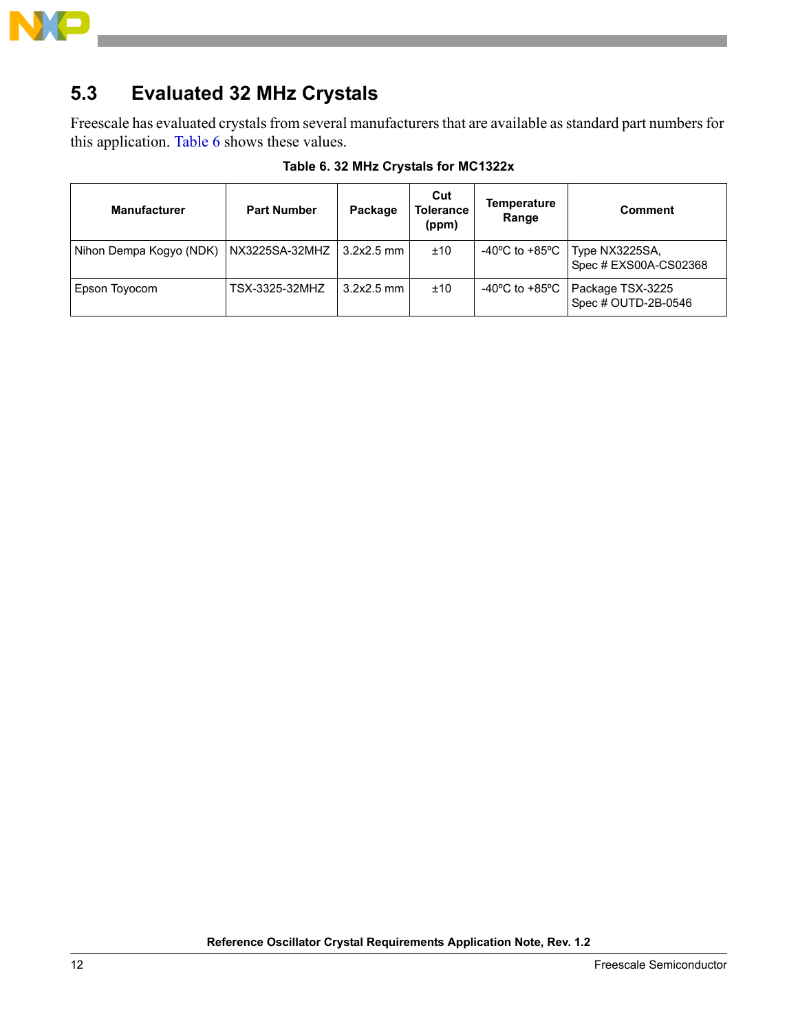## 5.3 Evaluated 32 MHz Crystals

Freescale has evaluated crystals from several manufacturers that are available as standard part numbers for this application. Table 6 shows these values.

**Table 6. 32 MHz Crystals for MC1322x**

| Manufacturer | Part Number | Package | Cut Tolerance (ppm) | Temperature Range | Comment |
|---|---|---|---|---|---|
| Nihon Dempa Kogyo (NDK) | NX3225SA-32MHZ | 3.2x2.5 mm | ±10 | -40ºC to +85ºC | Type NX3225SA, Spec # EXS00A-CS02368 |
| Epson Toyocom | TSX-3325-32MHZ | 3.2x2.5 mm | ±10 | -40ºC to +85ºC | Package TSX-3225 Spec # OUTD-2B-0546 |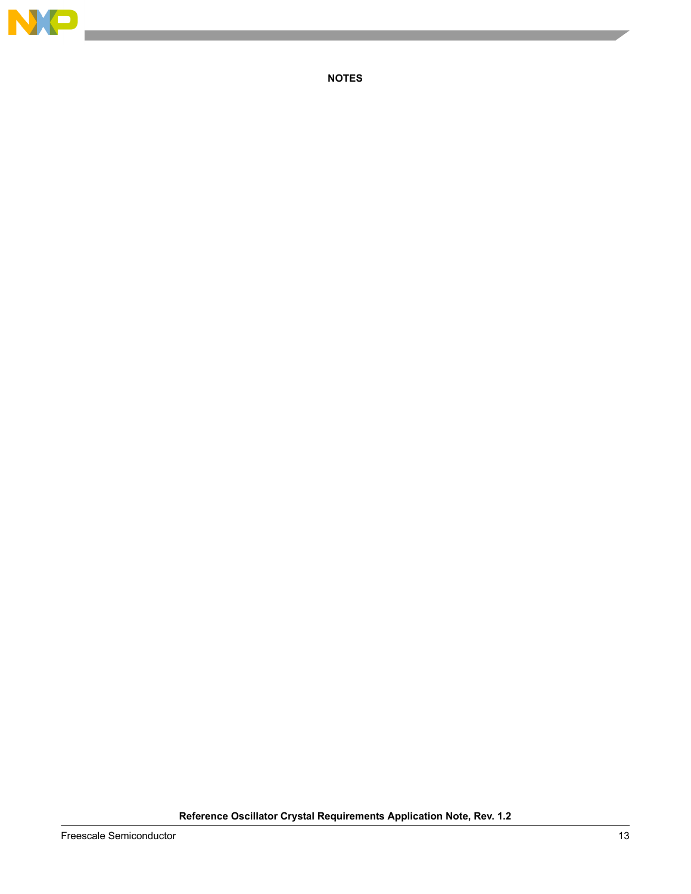**NOTES**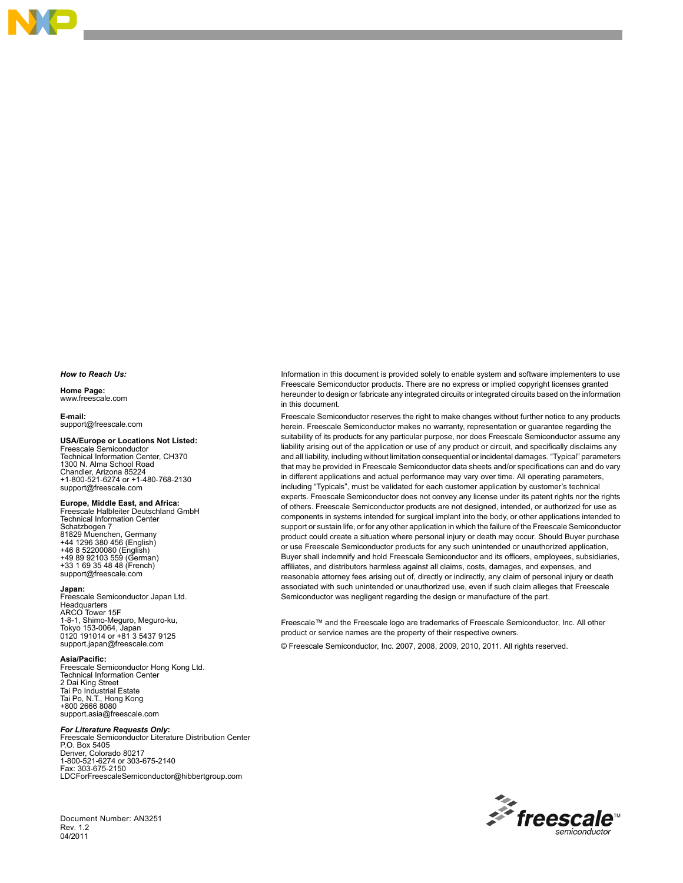*How to Reach Us:*

**Home Page:**
www.freescale.com

**E-mail:**
support@freescale.com

**USA/Europe or Locations Not Listed:**
Freescale Semiconductor
Technical Information Center, CH370
1300 N. Alma School Road
Chandler, Arizona 85224
+1-800-521-6274 or +1-480-768-2130
support@freescale.com

**Europe, Middle East, and Africa:**
Freescale Halbleiter Deutschland GmbH
Technical Information Center
Schatzbogen 7
81829 Muenchen, Germany
+44 1296 380 456 (English)
+46 8 52200080 (English)
+49 89 92103 559 (German)
+33 1 69 35 48 48 (French)
support@freescale.com

**Japan:**
Freescale Semiconductor Japan Ltd.
Headquarters
ARCO Tower 15F
1-8-1, Shimo-Meguro, Meguro-ku,
Tokyo 153-0064, Japan
0120 191014 or +81 3 5437 9125
support.japan@freescale.com

**Asia/Pacific:**
Freescale Semiconductor Hong Kong Ltd.
Technical Information Center
2 Dai King Street
Tai Po Industrial Estate
Tai Po, N.T., Hong Kong
+800 2666 8080
support.asia@freescale.com

***For Literature Requests Only*:**
Freescale Semiconductor Literature Distribution Center
P.O. Box 5405
Denver, Colorado 80217
1-800-521-6274 or 303-675-2140
Fax: 303-675-2150
LDCForFreescaleSemiconductor@hibbertgroup.com

Information in this document is provided solely to enable system and software implementers to use Freescale Semiconductor products. There are no express or implied copyright licenses granted hereunder to design or fabricate any integrated circuits or integrated circuits based on the information in this document.

Freescale Semiconductor reserves the right to make changes without further notice to any products herein. Freescale Semiconductor makes no warranty, representation or guarantee regarding the suitability of its products for any particular purpose, nor does Freescale Semiconductor assume any liability arising out of the application or use of any product or circuit, and specifically disclaims any and all liability, including without limitation consequential or incidental damages. "Typical" parameters that may be provided in Freescale Semiconductor data sheets and/or specifications can and do vary in different applications and actual performance may vary over time. All operating parameters, including "Typicals", must be validated for each customer application by customer's technical experts. Freescale Semiconductor does not convey any license under its patent rights nor the rights of others. Freescale Semiconductor products are not designed, intended, or authorized for use as components in systems intended for surgical implant into the body, or other applications intended to support or sustain life, or for any other application in which the failure of the Freescale Semiconductor product could create a situation where personal injury or death may occur. Should Buyer purchase or use Freescale Semiconductor products for any such unintended or unauthorized application, Buyer shall indemnify and hold Freescale Semiconductor and its officers, employees, subsidiaries, affiliates, and distributors harmless against all claims, costs, damages, and expenses, and reasonable attorney fees arising out of, directly or indirectly, any claim of personal injury or death associated with such unintended or unauthorized use, even if such claim alleges that Freescale Semiconductor was negligent regarding the design or manufacture of the part.

Freescale™ and the Freescale logo are trademarks of Freescale Semiconductor, Inc. All other product or service names are the property of their respective owners.

© Freescale Semiconductor, Inc. 2007, 2008, 2009, 2010, 2011. All rights reserved.

Document Number: AN3251
Rev. 1.2
04/2011